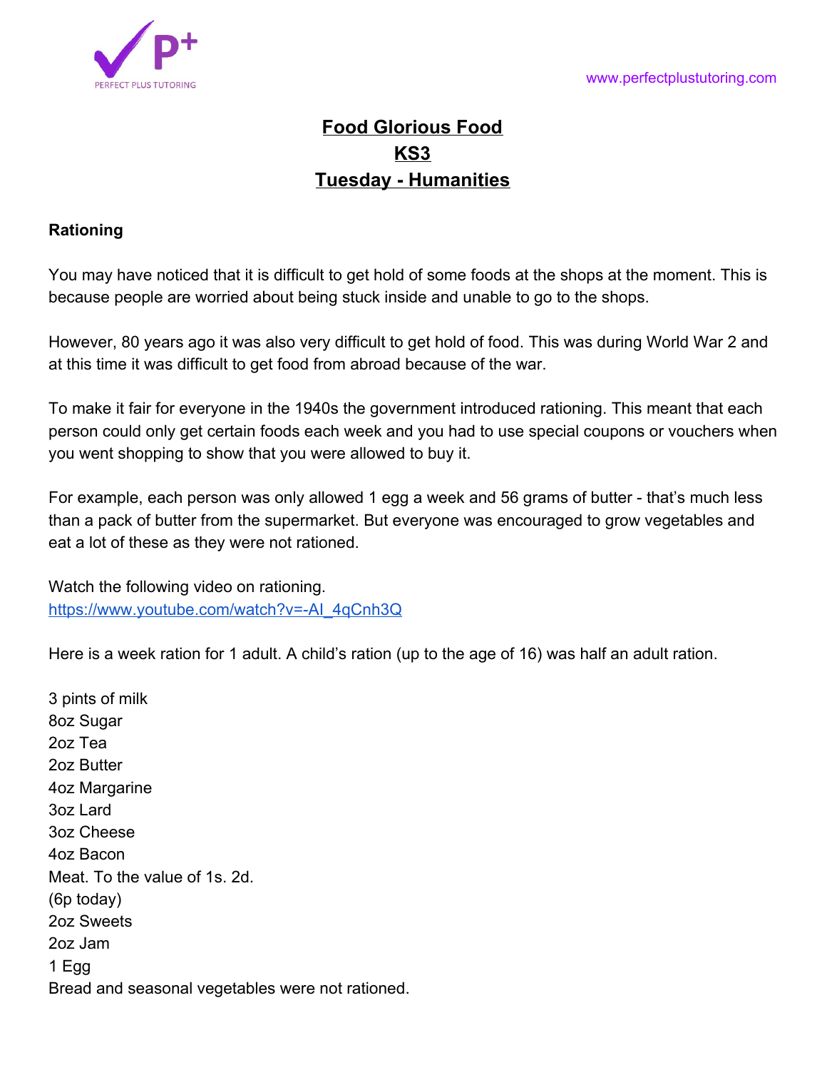# Food Glorious Food
## KS3
## Tuesday - Humanities

**Rationing**

You may have noticed that it is difficult to get hold of some foods at the shops at the moment. This is because people are worried about being stuck inside and unable to go to the shops.

However, 80 years ago it was also very difficult to get hold of food. This was during World War 2 and at this time it was difficult to get food from abroad because of the war.

To make it fair for everyone in the 1940s the government introduced rationing. This meant that each person could only get certain foods each week and you had to use special coupons or vouchers when you went shopping to show that you were allowed to buy it.

For example, each person was only allowed 1 egg a week and 56 grams of butter - that's much less than a pack of butter from the supermarket. But everyone was encouraged to grow vegetables and eat a lot of these as they were not rationed.

Watch the following video on rationing.
https://www.youtube.com/watch?v=-Al_4qCnh3Q

Here is a week ration for 1 adult. A child's ration (up to the age of 16) was half an adult ration.

3 pints of milk
8oz Sugar
2oz Tea
2oz Butter
4oz Margarine
3oz Lard
3oz Cheese
4oz Bacon
Meat. To the value of 1s. 2d.
(6p today)
2oz Sweets
2oz Jam
1 Egg
Bread and seasonal vegetables were not rationed.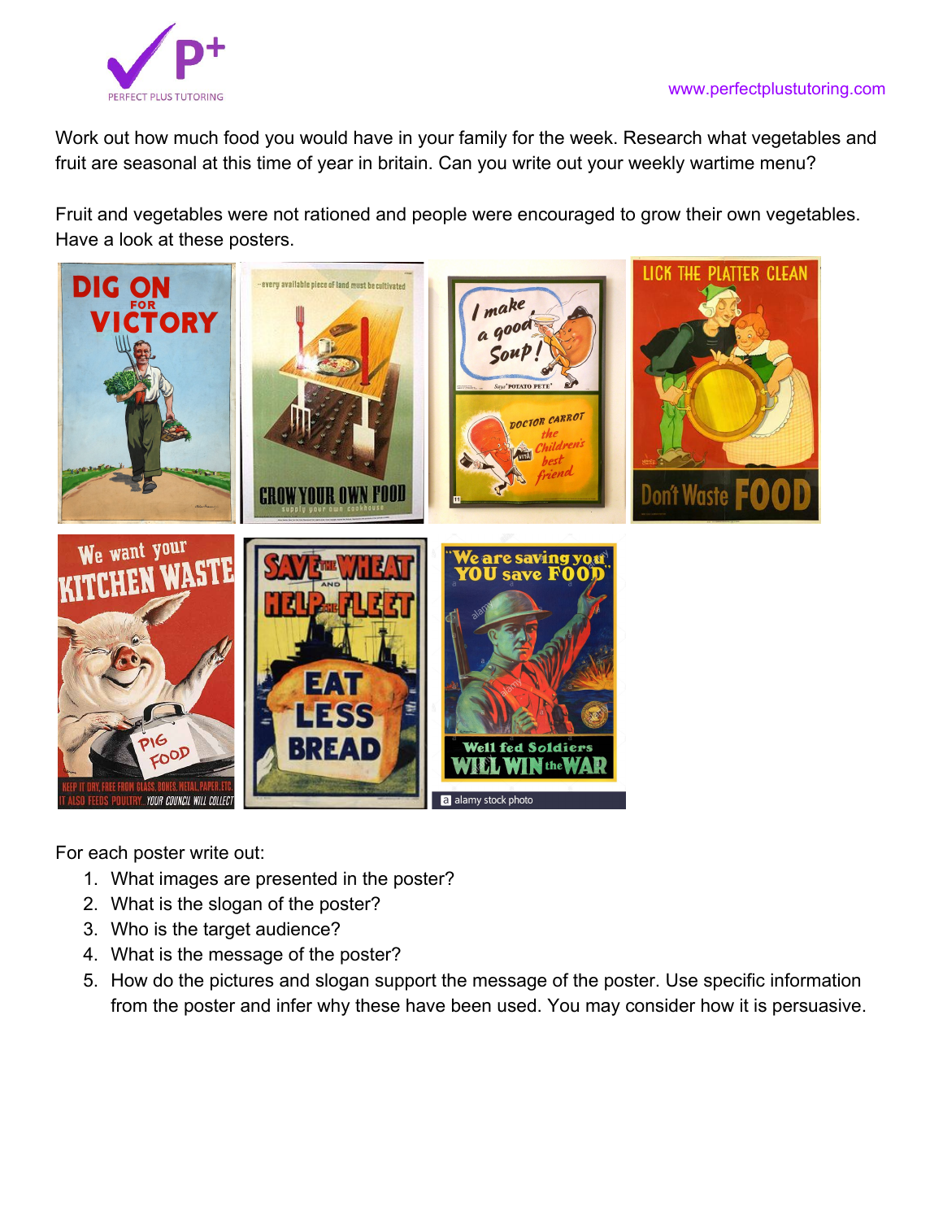Work out how much food you would have in your family for the week. Research what vegetables and fruit are seasonal at this time of year in britain. Can you write out your weekly wartime menu?

Fruit and vegetables were not rationed and people were encouraged to grow their own vegetables. Have a look at these posters.

For each poster write out:

1. What images are presented in the poster?
2. What is the slogan of the poster?
3. Who is the target audience?
4. What is the message of the poster?
5. How do the pictures and slogan support the message of the poster. Use specific information from the poster and infer why these have been used. You may consider how it is persuasive.